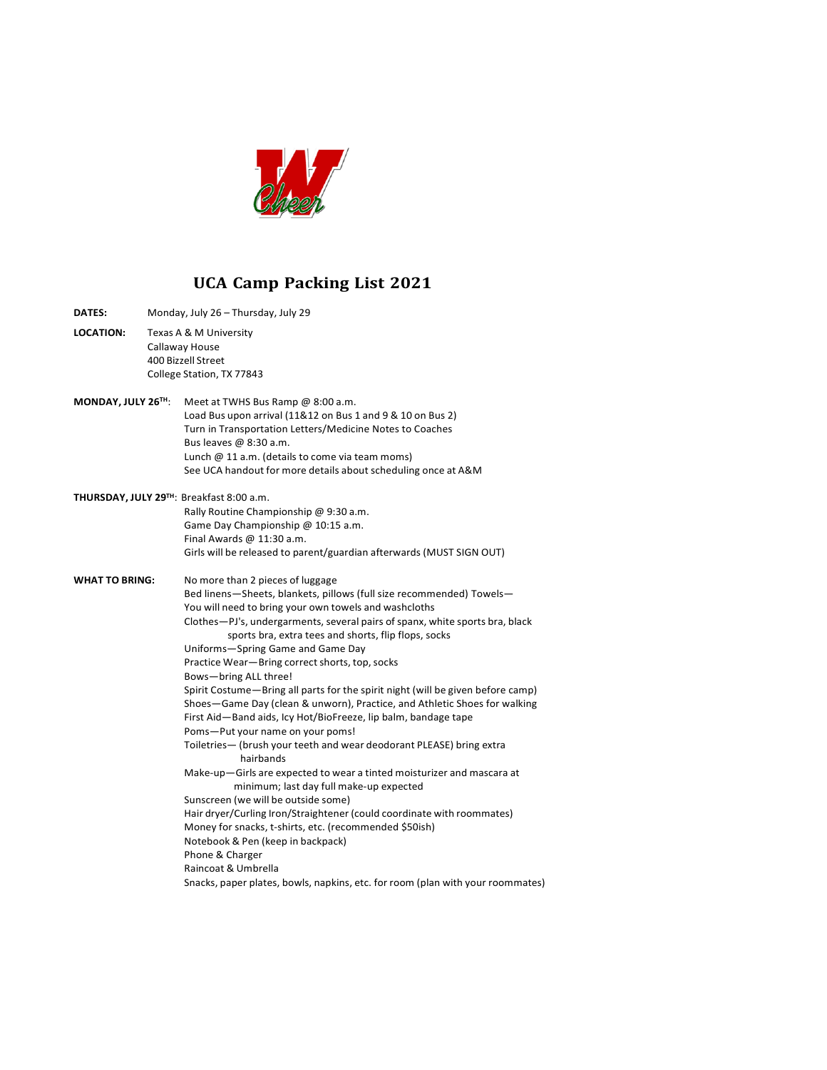# UCA Camp Packing List 2021

**DATES:** Monday, July 26 – Thursday, July 29

**LOCATION:** Texas A & M University
Callaway House
400 Bizzell Street
College Station, TX 77843

**MONDAY, JULY 26TH:**
Meet at TWHS Bus Ramp @ 8:00 a.m.
Load Bus upon arrival (11&12 on Bus 1 and 9 & 10 on Bus 2)
Turn in Transportation Letters/Medicine Notes to Coaches
Bus leaves @ 8:30 a.m.
Lunch @ 11 a.m. (details to come via team moms)
See UCA handout for more details about scheduling once at A&M

**THURSDAY, JULY 29TH:** Breakfast 8:00 a.m.
Rally Routine Championship @ 9:30 a.m.
Game Day Championship @ 10:15 a.m.
Final Awards @ 11:30 a.m.
Girls will be released to parent/guardian afterwards (MUST SIGN OUT)

**WHAT TO BRING:**
No more than 2 pieces of luggage
Bed linens—Sheets, blankets, pillows (full size recommended) Towels—
You will need to bring your own towels and washcloths
Clothes—PJ's, undergarments, several pairs of spanx, white sports bra, black sports bra, extra tees and shorts, flip flops, socks
Uniforms—Spring Game and Game Day
Practice Wear—Bring correct shorts, top, socks
Bows—bring ALL three!
Spirit Costume—Bring all parts for the spirit night (will be given before camp)
Shoes—Game Day (clean & unworn), Practice, and Athletic Shoes for walking
First Aid—Band aids, Icy Hot/BioFreeze, lip balm, bandage tape
Poms—Put your name on your poms!
Toiletries— (brush your teeth and wear deodorant PLEASE) bring extra hairbands
Make-up—Girls are expected to wear a tinted moisturizer and mascara at minimum; last day full make-up expected
Sunscreen (we will be outside some)
Hair dryer/Curling Iron/Straightener (could coordinate with roommates)
Money for snacks, t-shirts, etc. (recommended $50ish)
Notebook & Pen (keep in backpack)
Phone & Charger
Raincoat & Umbrella
Snacks, paper plates, bowls, napkins, etc. for room (plan with your roommates)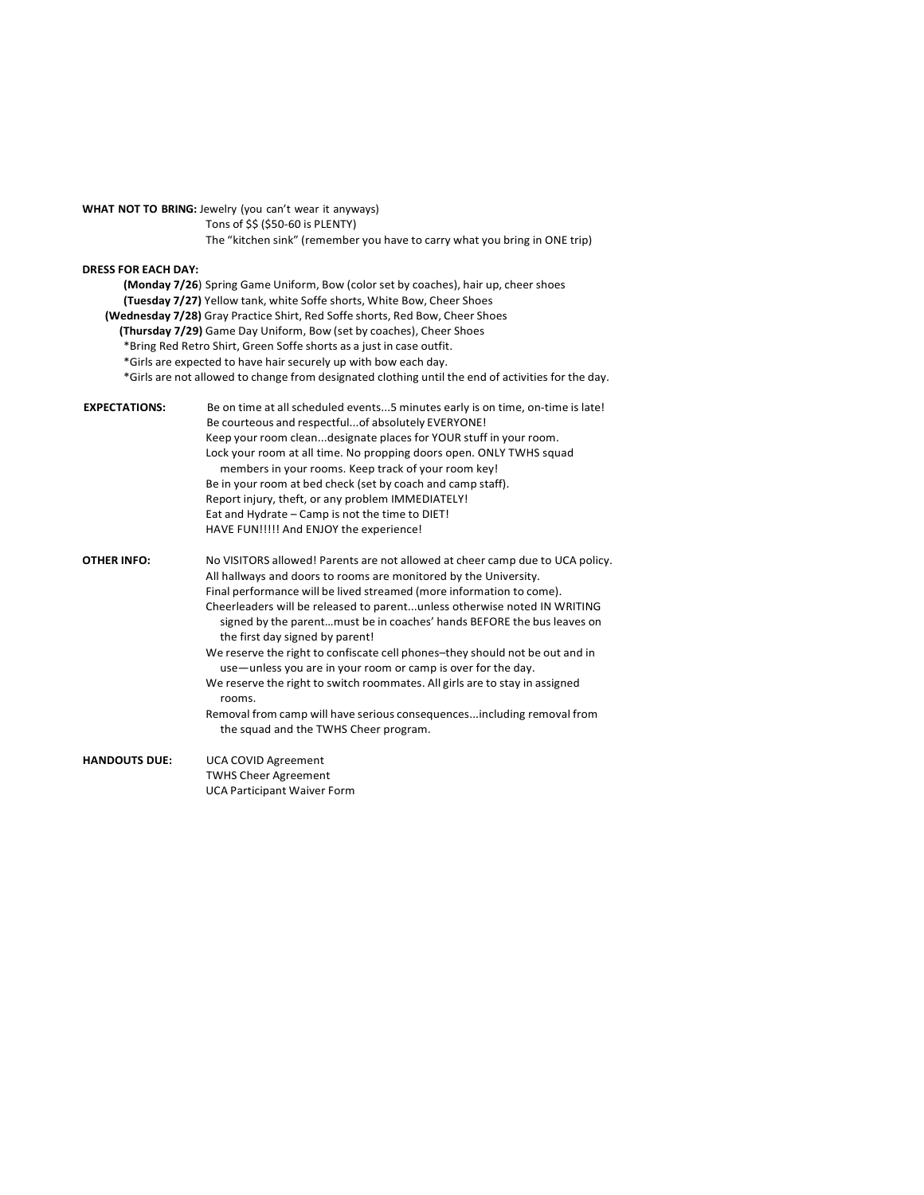**WHAT NOT TO BRING:** Jewelry (you can't wear it anyways)
Tons of $$ ($50-60 is PLENTY)
The "kitchen sink" (remember you have to carry what you bring in ONE trip)

**DRESS FOR EACH DAY:**

**(Monday 7/26**) Spring Game Uniform, Bow (color set by coaches), hair up, cheer shoes
**(Tuesday 7/27)** Yellow tank, white Soffe shorts, White Bow, Cheer Shoes
**(Wednesday 7/28)** Gray Practice Shirt, Red Soffe shorts, Red Bow, Cheer Shoes
**(Thursday 7/29)** Game Day Uniform, Bow (set by coaches), Cheer Shoes
*Bring Red Retro Shirt, Green Soffe shorts as a just in case outfit.
*Girls are expected to have hair securely up with bow each day.
*Girls are not allowed to change from designated clothing until the end of activities for the day.

**EXPECTATIONS:**

Be on time at all scheduled events...5 minutes early is on time, on-time is late!
Be courteous and respectful...of absolutely EVERYONE!
Keep your room clean...designate places for YOUR stuff in your room.
Lock your room at all time. No propping doors open. ONLY TWHS squad members in your rooms. Keep track of your room key!
Be in your room at bed check (set by coach and camp staff).
Report injury, theft, or any problem IMMEDIATELY!
Eat and Hydrate – Camp is not the time to DIET!
HAVE FUN!!!!! And ENJOY the experience!

**OTHER INFO:**

No VISITORS allowed! Parents are not allowed at cheer camp due to UCA policy.
All hallways and doors to rooms are monitored by the University.
Final performance will be lived streamed (more information to come).
Cheerleaders will be released to parent...unless otherwise noted IN WRITING signed by the parent…must be in coaches' hands BEFORE the bus leaves on the first day signed by parent!
We reserve the right to confiscate cell phones–they should not be out and in use—unless you are in your room or camp is over for the day.
We reserve the right to switch roommates. All girls are to stay in assigned rooms.
Removal from camp will have serious consequences...including removal from the squad and the TWHS Cheer program.

**HANDOUTS DUE:**

UCA COVID Agreement
TWHS Cheer Agreement
UCA Participant Waiver Form